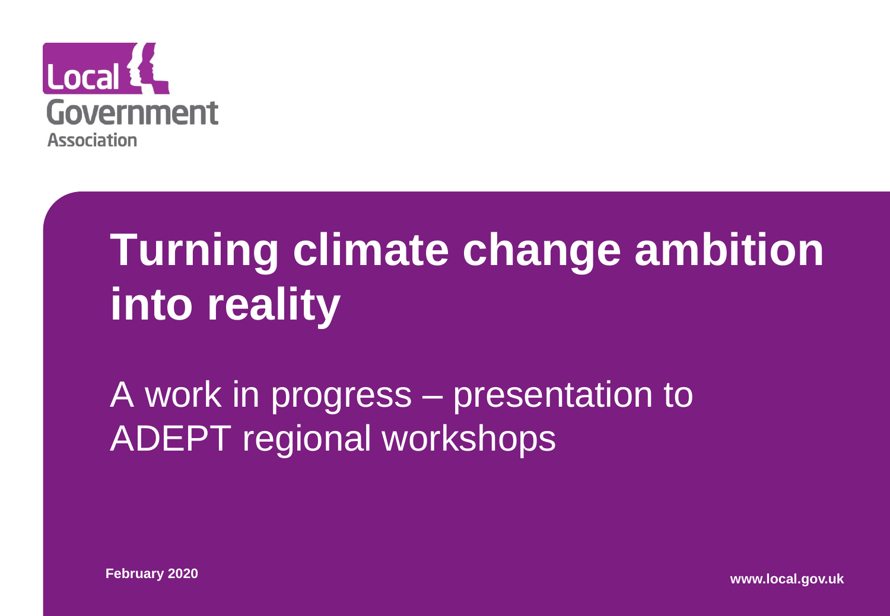Local Government Association

# Turning climate change ambition into reality

## A work in progress – presentation to ADEPT regional workshops

**February 2020**

**www.local.gov.uk**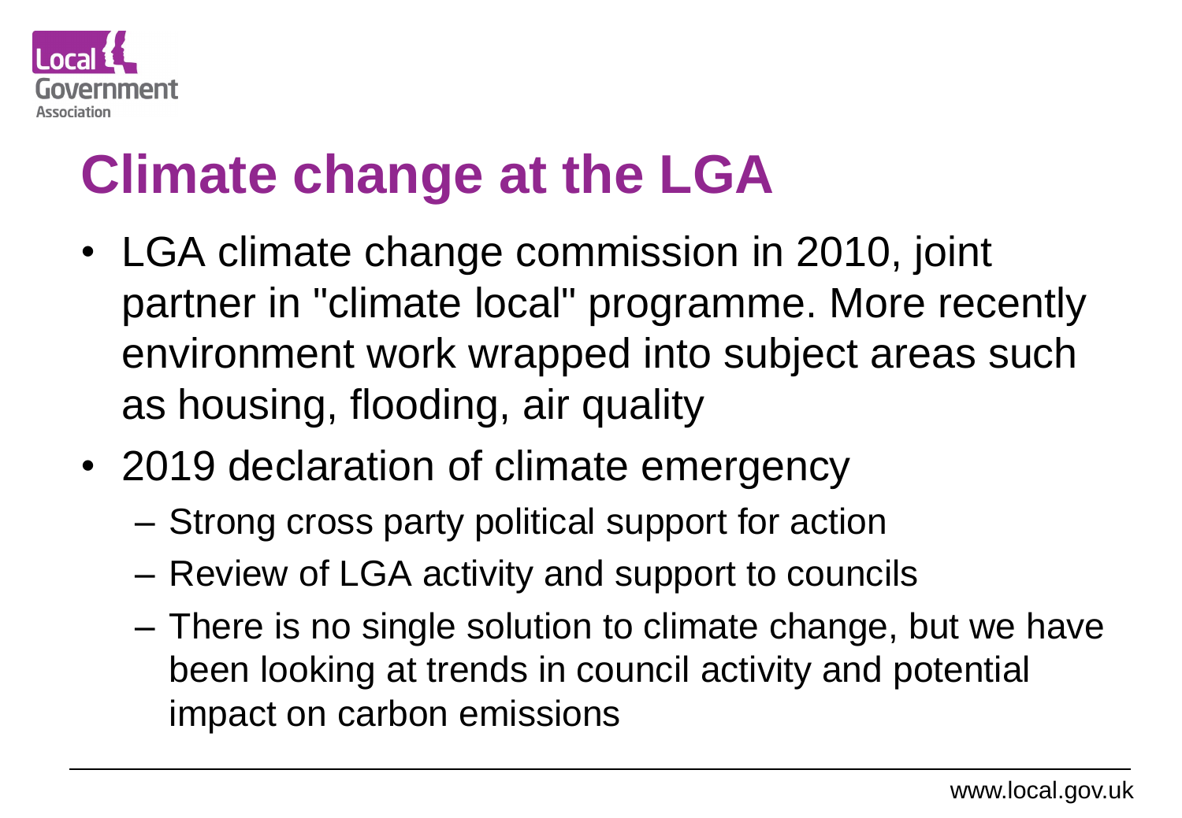# Climate change at the LGA

- LGA climate change commission in 2010, joint partner in "climate local" programme. More recently environment work wrapped into subject areas such as housing, flooding, air quality
- 2019 declaration of climate emergency
  - Strong cross party political support for action
  - Review of LGA activity and support to councils
  - There is no single solution to climate change, but we have been looking at trends in council activity and potential impact on carbon emissions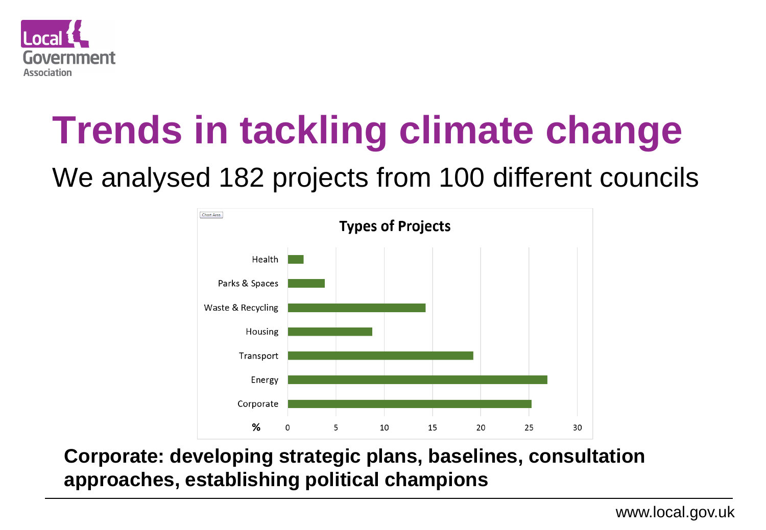# Trends in tackling climate change

We analysed 182 projects from 100 different councils

**Types of Projects**

| Type | % |
| --- | --- |
| Health | ~1.6 |
| Parks & Spaces | ~3.8 |
| Waste & Recycling | ~14.3 |
| Housing | ~8.8 |
| Transport | ~19.2 |
| Energy | ~26.9 |
| Corporate | ~25.3 |

**Corporate: developing strategic plans, baselines, consultation approaches, establishing political champions**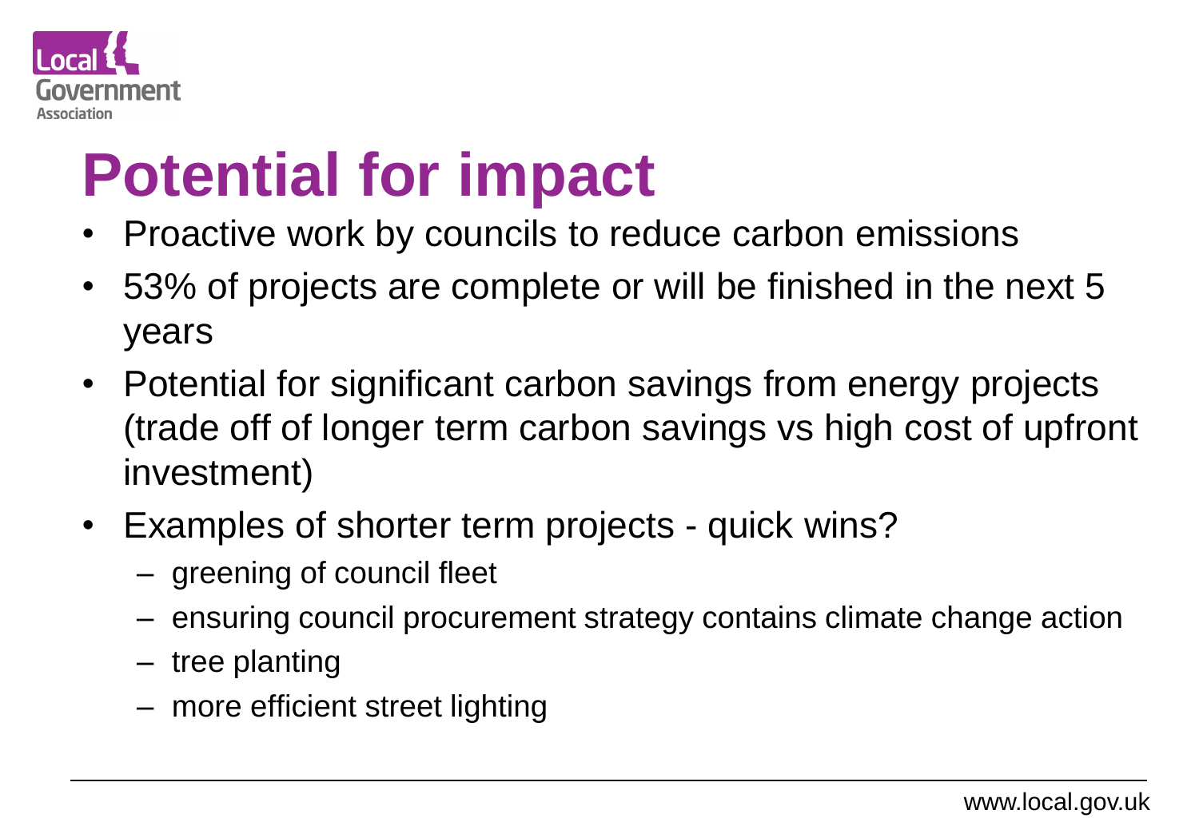# Potential for impact

- Proactive work by councils to reduce carbon emissions
- 53% of projects are complete or will be finished in the next 5 years
- Potential for significant carbon savings from energy projects (trade off of longer term carbon savings vs high cost of upfront investment)
- Examples of shorter term projects - quick wins?
  - greening of council fleet
  - ensuring council procurement strategy contains climate change action
  - tree planting
  - more efficient street lighting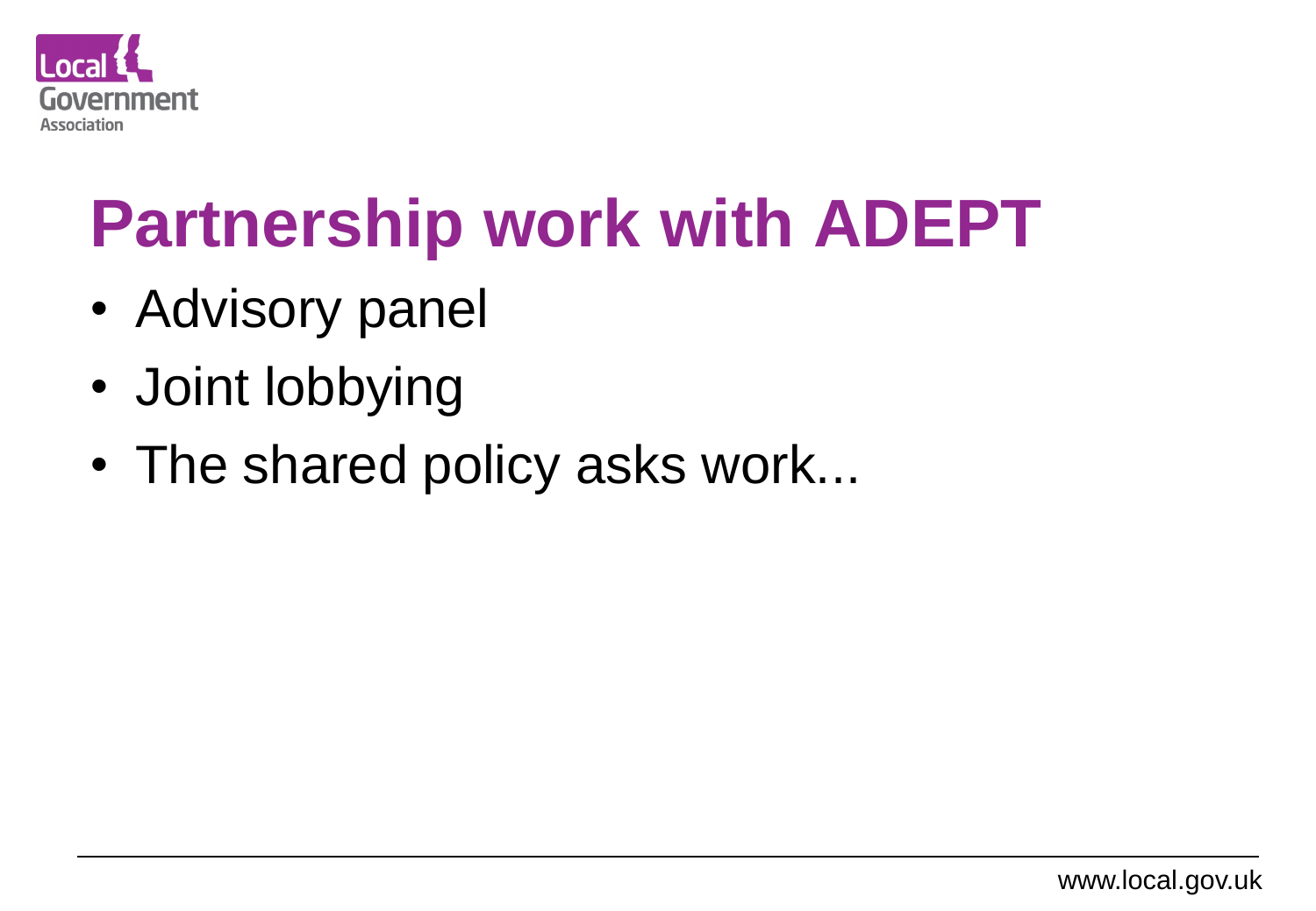# Partnership work with ADEPT

- Advisory panel
- Joint lobbying
- The shared policy asks work...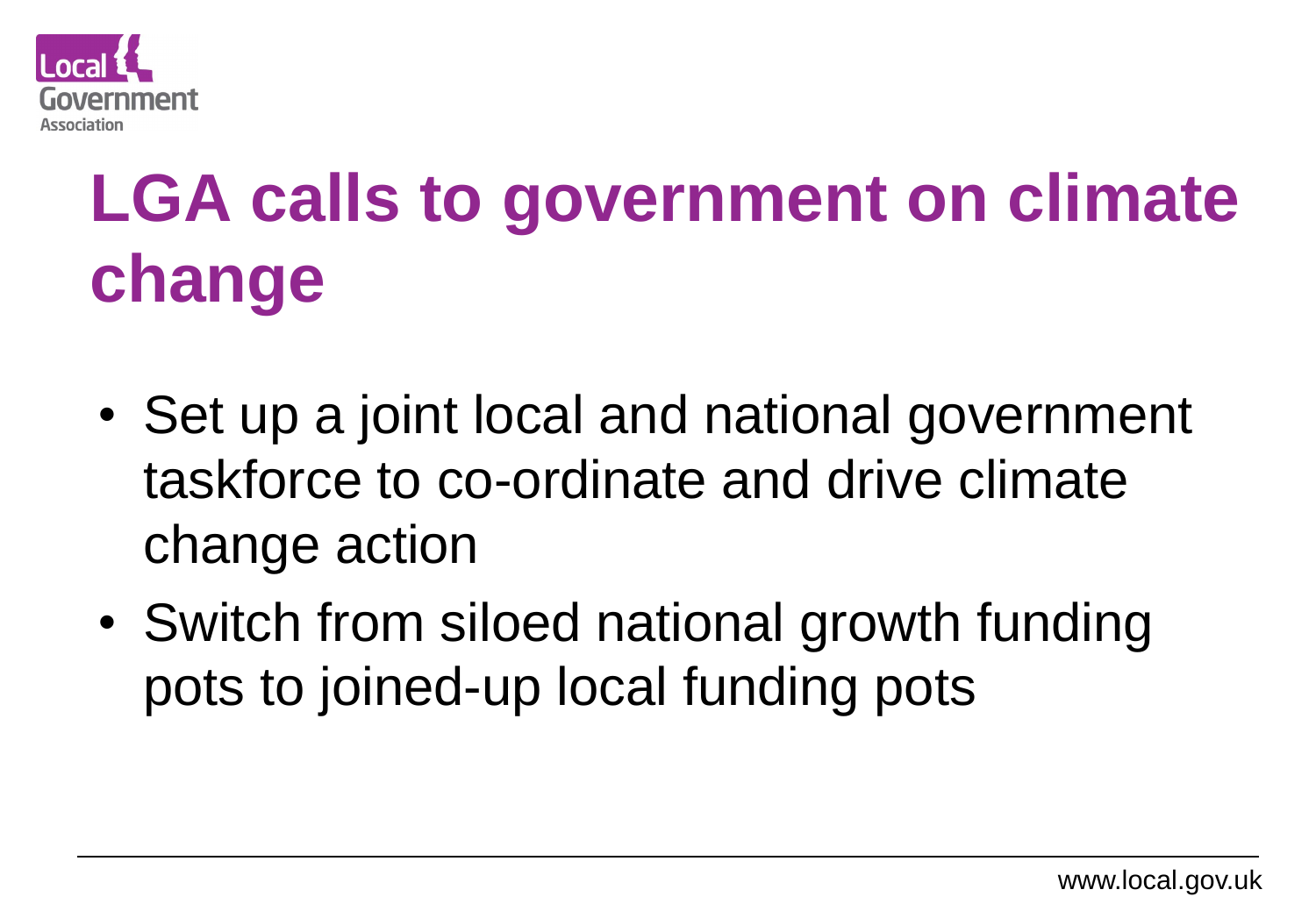# LGA calls to government on climate change

- Set up a joint local and national government taskforce to co-ordinate and drive climate change action
- Switch from siloed national growth funding pots to joined-up local funding pots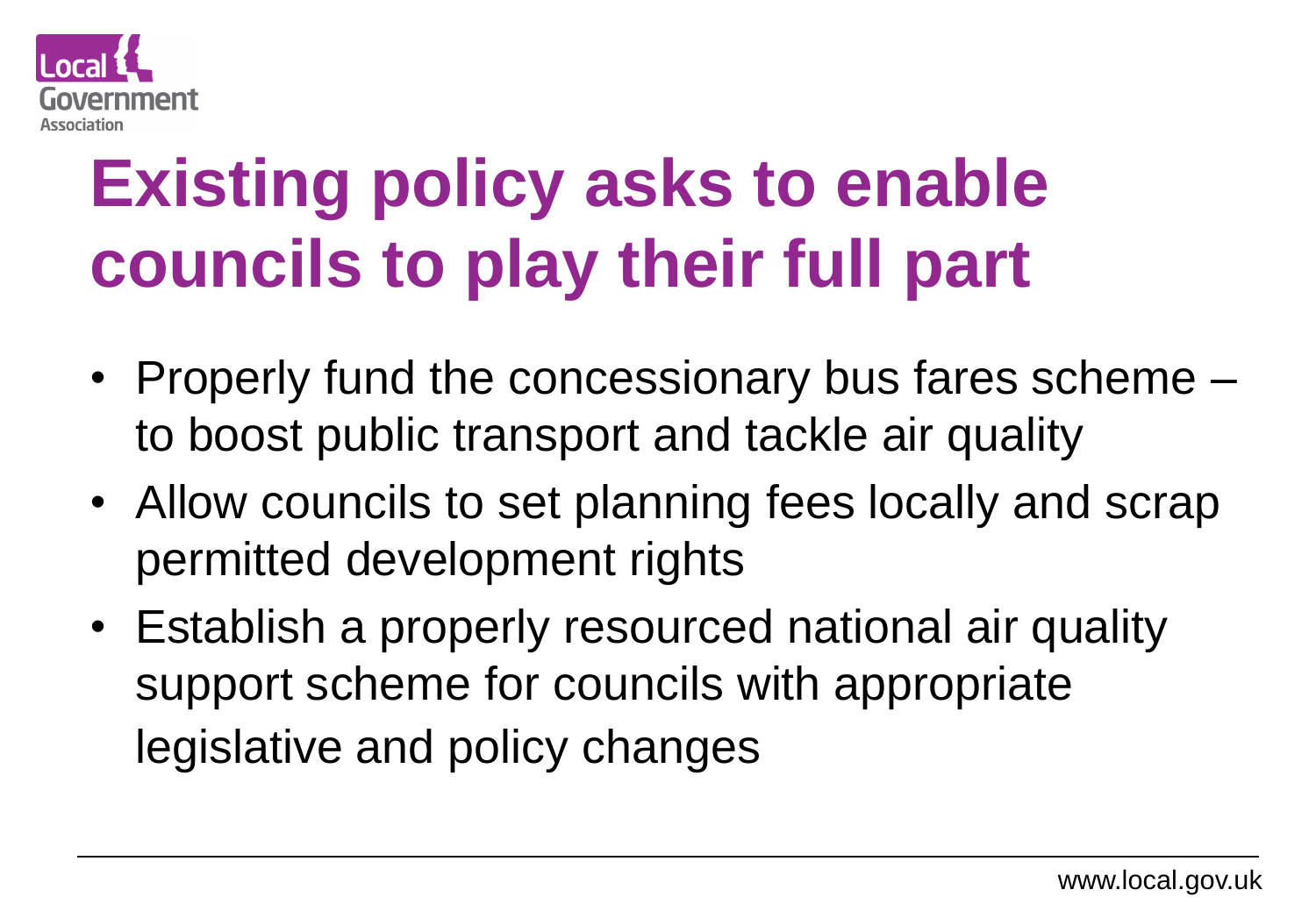# Existing policy asks to enable councils to play their full part

- Properly fund the concessionary bus fares scheme – to boost public transport and tackle air quality
- Allow councils to set planning fees locally and scrap permitted development rights
- Establish a properly resourced national air quality support scheme for councils with appropriate legislative and policy changes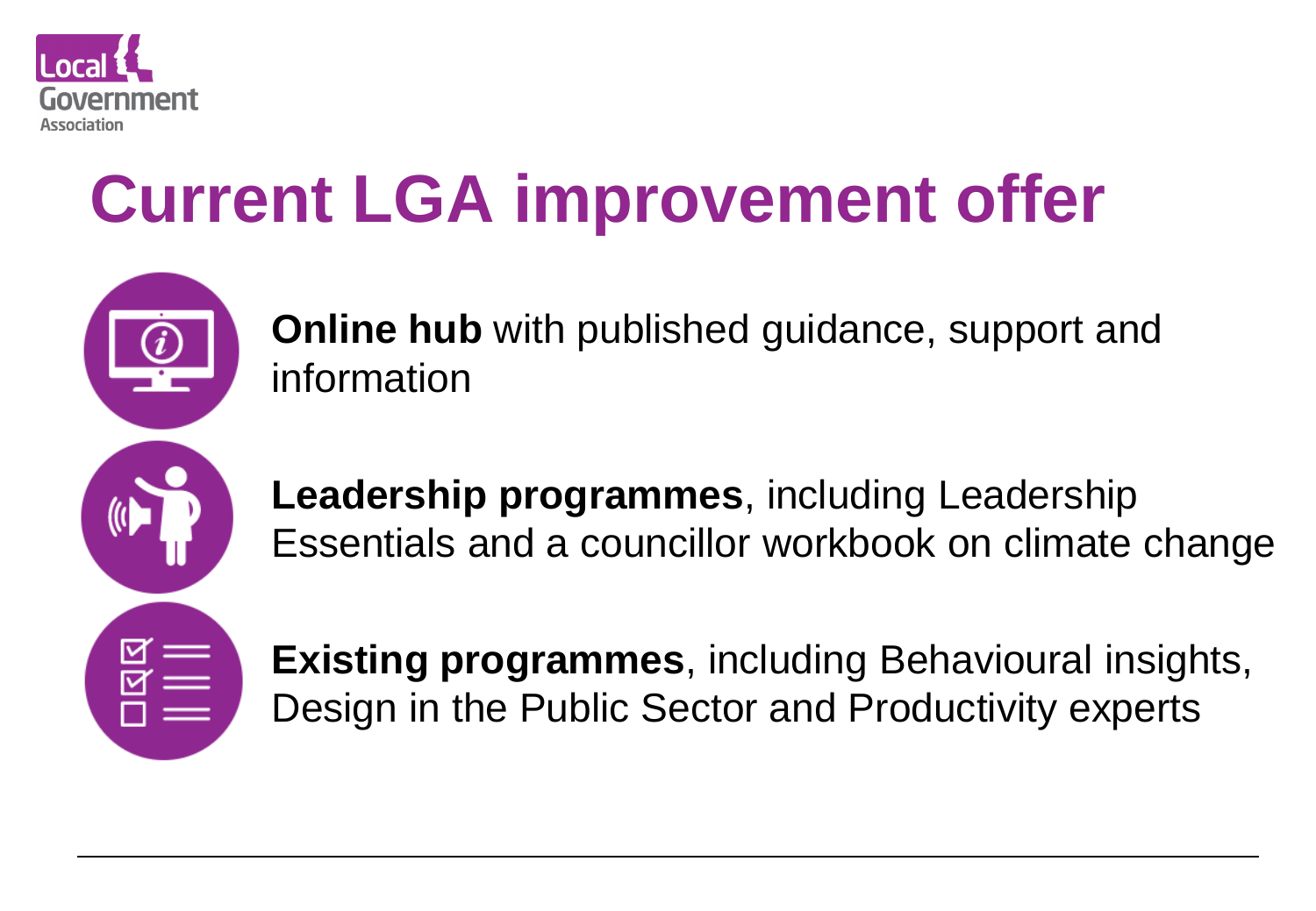# Current LGA improvement offer

**Online hub** with published guidance, support and information

**Leadership programmes**, including Leadership Essentials and a councillor workbook on climate change

**Existing programmes**, including Behavioural insights, Design in the Public Sector and Productivity experts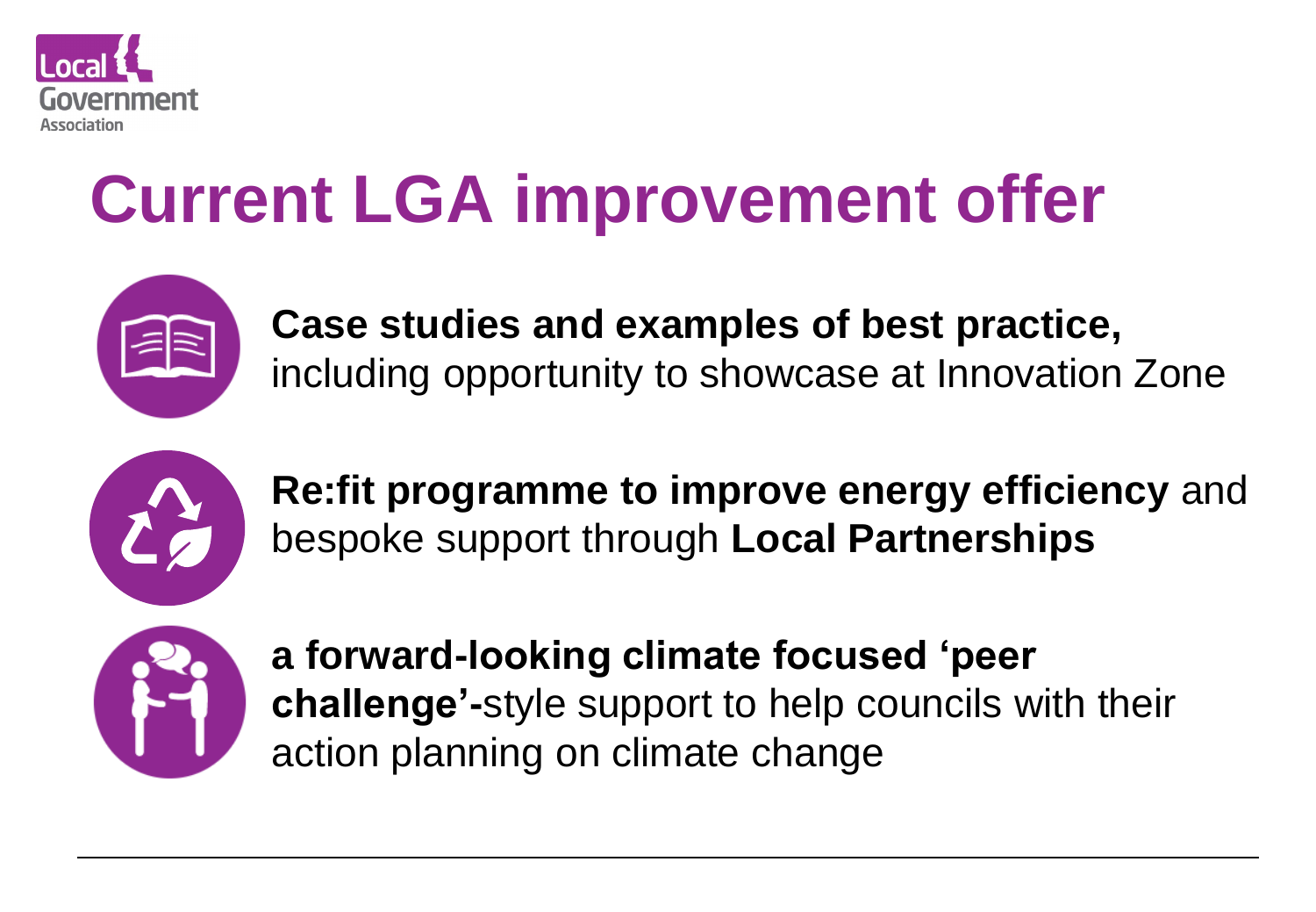# Current LGA improvement offer

- **Case studies and examples of best practice,** including opportunity to showcase at Innovation Zone
- **Re:fit programme to improve energy efficiency** and bespoke support through **Local Partnerships**
- **a forward-looking climate focused 'peer challenge'-**style support to help councils with their action planning on climate change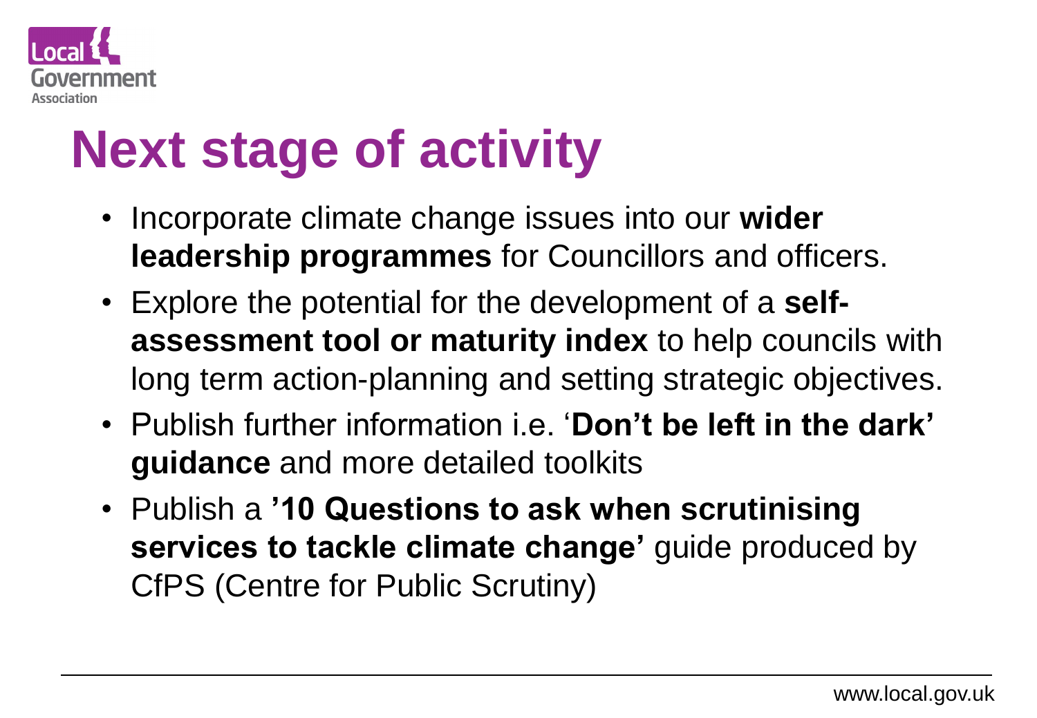# Next stage of activity

- Incorporate climate change issues into our **wider leadership programmes** for Councillors and officers.
- Explore the potential for the development of a **self-assessment tool or maturity index** to help councils with long term action-planning and setting strategic objectives.
- Publish further information i.e. '**Don't be left in the dark' guidance** and more detailed toolkits
- Publish a **'10 Questions to ask when scrutinising services to tackle climate change'** guide produced by CfPS (Centre for Public Scrutiny)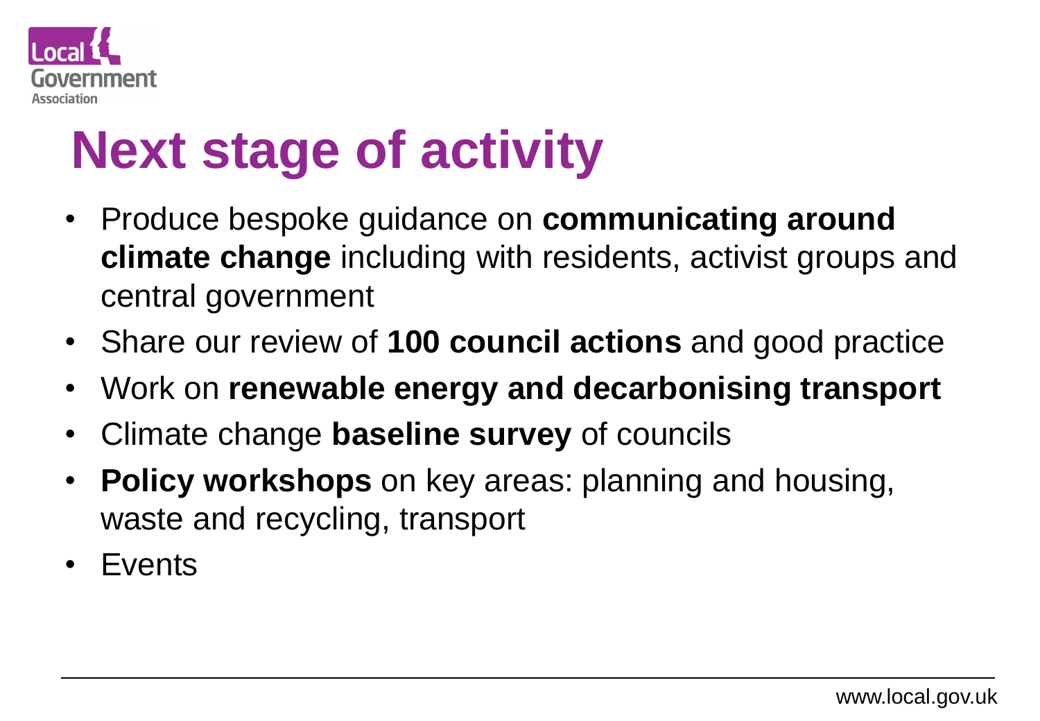# Next stage of activity

- Produce bespoke guidance on **communicating around climate change** including with residents, activist groups and central government
- Share our review of **100 council actions** and good practice
- Work on **renewable energy and decarbonising transport**
- Climate change **baseline survey** of councils
- **Policy workshops** on key areas: planning and housing, waste and recycling, transport
- Events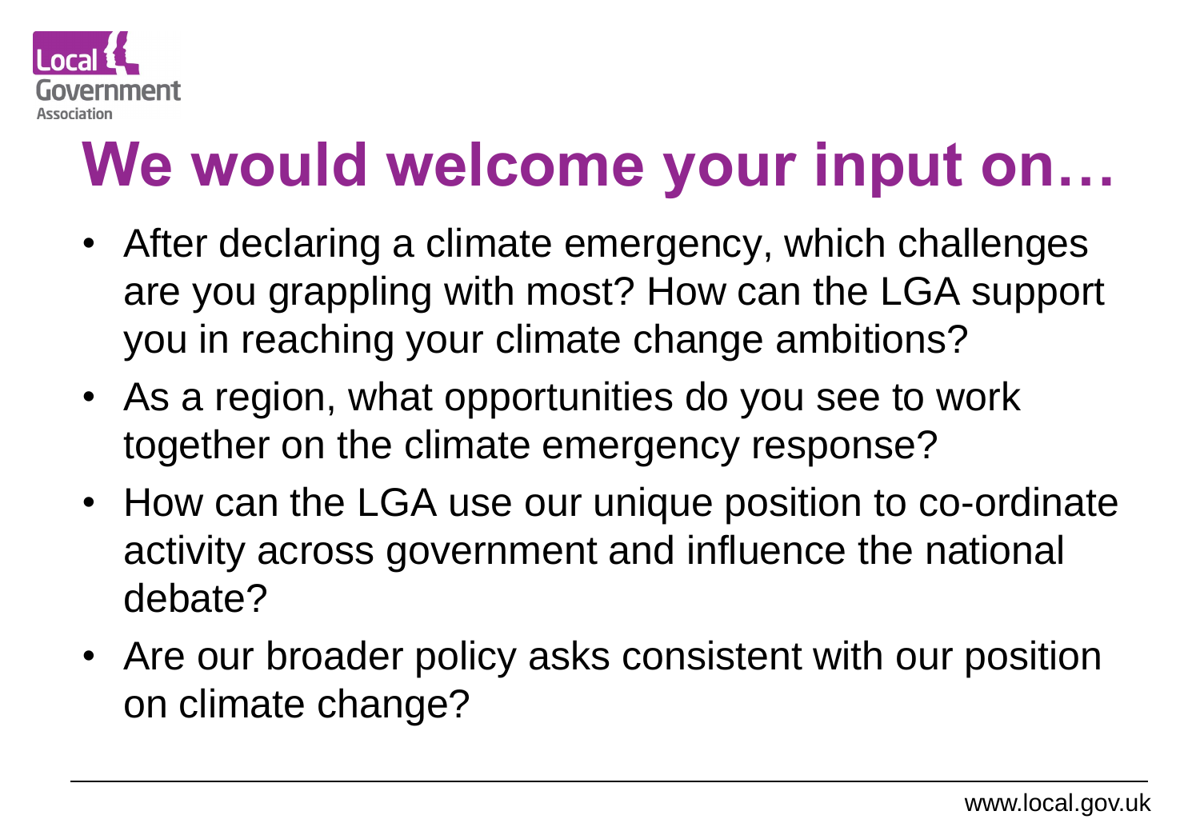# We would welcome your input on…

- After declaring a climate emergency, which challenges are you grappling with most? How can the LGA support you in reaching your climate change ambitions?
- As a region, what opportunities do you see to work together on the climate emergency response?
- How can the LGA use our unique position to co-ordinate activity across government and influence the national debate?
- Are our broader policy asks consistent with our position on climate change?